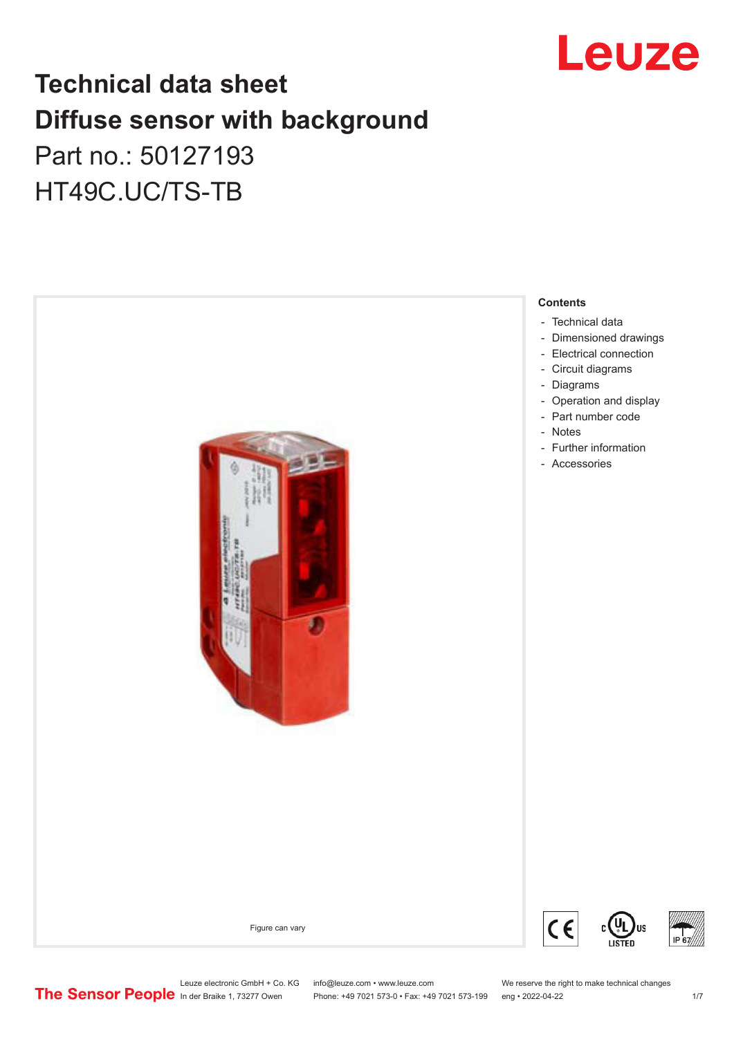# Technical data sheet

# Diffuse sensor with background

Part no.: 50127193

HT49C.UC/TS-TB

Figure can vary

**Contents**

- Technical data
- Dimensioned drawings
- Electrical connection
- Circuit diagrams
- Diagrams
- Operation and display
- Part number code
- Notes
- Further information
- Accessories

Leuze electronic GmbH + Co. KG
In der Braike 1, 73277 Owen

info@leuze.com • www.leuze.com
Phone: +49 7021 573-0 • Fax: +49 7021 573-199

We reserve the right to make technical changes
eng • 2022-04-22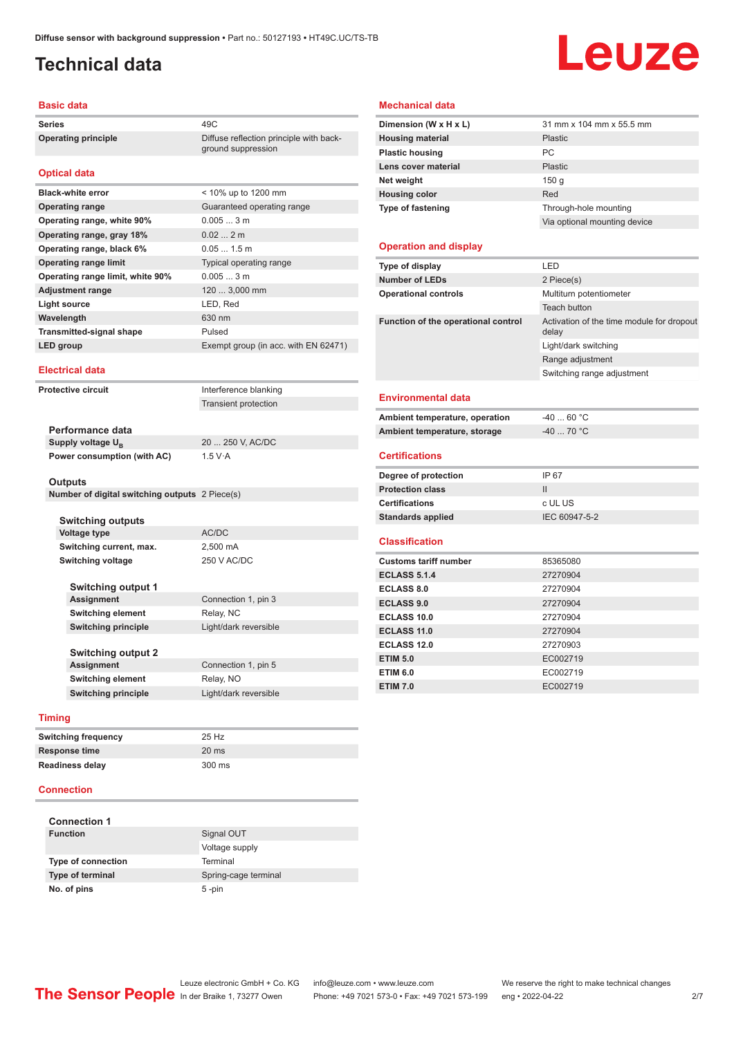# Technical data

## Basic data

| | |
|---|---|
| Series | 49C |
| Operating principle | Diffuse reflection principle with background suppression |

## Optical data

| | |
|---|---|
| Black-white error | < 10% up to 1200 mm |
| Operating range | Guaranteed operating range |
| Operating range, white 90% | 0.005 ... 3 m |
| Operating range, gray 18% | 0.02 ... 2 m |
| Operating range, black 6% | 0.05 ... 1.5 m |
| Operating range limit | Typical operating range |
| Operating range limit, white 90% | 0.005 ... 3 m |
| Adjustment range | 120 ... 3,000 mm |
| Light source | LED, Red |
| Wavelength | 630 nm |
| Transmitted-signal shape | Pulsed |
| LED group | Exempt group (in acc. with EN 62471) |

## Electrical data

| | |
|---|---|
| Protective circuit | Interference blanking |
| | Transient protection |

### Performance data

| | |
|---|---|
| Supply voltage $U_B$ | 20 ... 250 V, AC/DC |
| Power consumption (with AC) | 1.5 V·A |

### Outputs

| | |
|---|---|
| Number of digital switching outputs | 2 Piece(s) |

#### Switching outputs

| | |
|---|---|
| Voltage type | AC/DC |
| Switching current, max. | 2,500 mA |
| Switching voltage | 250 V AC/DC |

##### Switching output 1

| | |
|---|---|
| Assignment | Connection 1, pin 3 |
| Switching element | Relay, NC |
| Switching principle | Light/dark reversible |

##### Switching output 2

| | |
|---|---|
| Assignment | Connection 1, pin 5 |
| Switching element | Relay, NO |
| Switching principle | Light/dark reversible |

## Timing

| | |
|---|---|
| Switching frequency | 25 Hz |
| Response time | 20 ms |
| Readiness delay | 300 ms |

## Connection

### Connection 1

| | |
|---|---|
| Function | Signal OUT |
| | Voltage supply |
| Type of connection | Terminal |
| Type of terminal | Spring-cage terminal |
| No. of pins | 5 -pin |

## Mechanical data

| | |
|---|---|
| Dimension (W x H x L) | 31 mm x 104 mm x 55.5 mm |
| Housing material | Plastic |
| Plastic housing | PC |
| Lens cover material | Plastic |
| Net weight | 150 g |
| Housing color | Red |
| Type of fastening | Through-hole mounting |
| | Via optional mounting device |

## Operation and display

| | |
|---|---|
| Type of display | LED |
| Number of LEDs | 2 Piece(s) |
| Operational controls | Multiturn potentiometer |
| | Teach button |
| Function of the operational control | Activation of the time module for dropout delay |
| | Light/dark switching |
| | Range adjustment |
| | Switching range adjustment |

## Environmental data

| | |
|---|---|
| Ambient temperature, operation | -40 ... 60 °C |
| Ambient temperature, storage | -40 ... 70 °C |

## Certifications

| | |
|---|---|
| Degree of protection | IP 67 |
| Protection class | II |
| Certifications | c UL US |
| Standards applied | IEC 60947-5-2 |

## Classification

| | |
|---|---|
| Customs tariff number | 85365080 |
| ECLASS 5.1.4 | 27270904 |
| ECLASS 8.0 | 27270904 |
| ECLASS 9.0 | 27270904 |
| ECLASS 10.0 | 27270904 |
| ECLASS 11.0 | 27270904 |
| ECLASS 12.0 | 27270903 |
| ETIM 5.0 | EC002719 |
| ETIM 6.0 | EC002719 |
| ETIM 7.0 | EC002719 |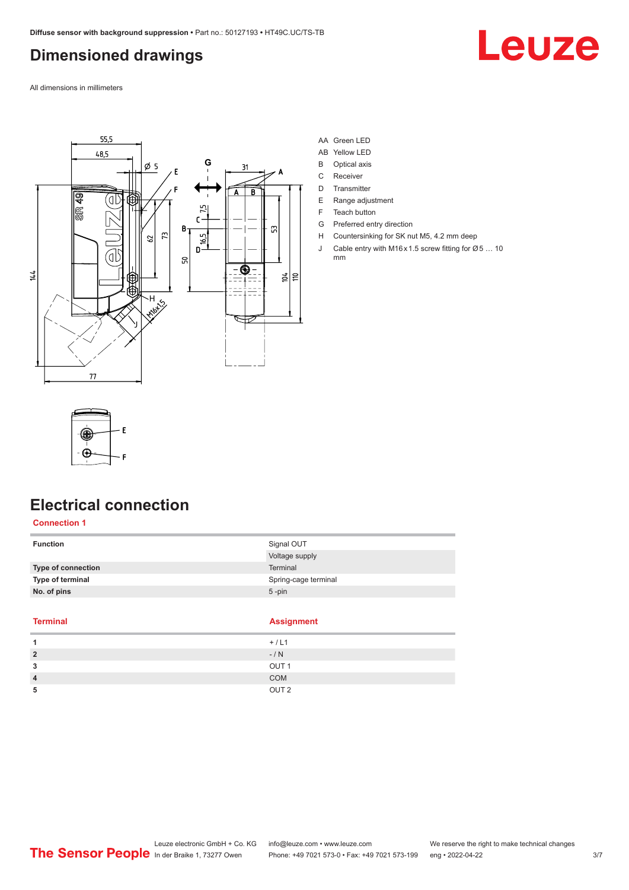# Dimensioned drawings

All dimensions in millimeters

AA Green LED
AB Yellow LED
B Optical axis
C Receiver
D Transmitter
E Range adjustment
F Teach button
G Preferred entry direction
H Countersinking for SK nut M5, 4.2 mm deep
J Cable entry with M16 x 1.5 screw fitting for Ø 5 … 10 mm

# Electrical connection

## Connection 1

| Function | Signal OUT |
|---|---|
| | Voltage supply |
| Type of connection | Terminal |
| Type of terminal | Spring-cage terminal |
| No. of pins | 5 -pin |

| Terminal | Assignment |
|---|---|
| 1 | + / L1 |
| 2 | - / N |
| 3 | OUT 1 |
| 4 | COM |
| 5 | OUT 2 |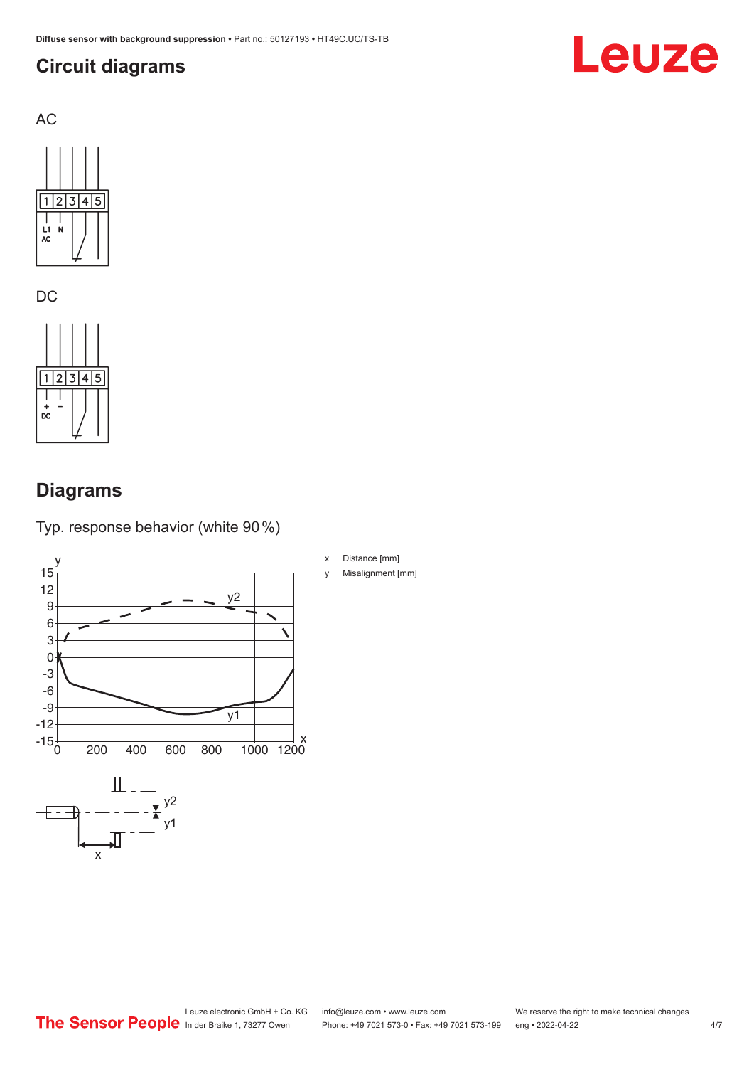## Circuit diagrams

AC

1 2 3 4 5

L1 AC N

DC

1 2 3 4 5

+ DC −

## Diagrams

Typ. response behavior (white 90 %)

x Distance [mm]

y Misalignment [mm]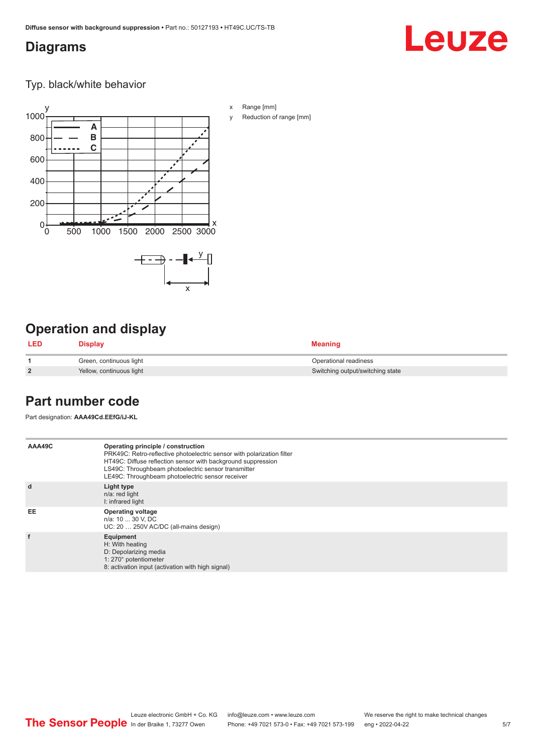## Diagrams

Typ. black/white behavior

x Range [mm]

y Reduction of range [mm]

## Operation and display

| LED | Display | Meaning |
| --- | --- | --- |
| 1 | Green, continuous light | Operational readiness |
| 2 | Yellow, continuous light | Switching output/switching state |

## Part number code

Part designation: **AAA49Cd.EEfG/iJ-KL**

| AAA49C | **Operating principle / construction**<br>PRK49C: Retro-reflective photoelectric sensor with polarization filter<br>HT49C: Diffuse reflection sensor with background suppression<br>LS49C: Throughbeam photoelectric sensor transmitter<br>LE49C: Throughbeam photoelectric sensor receiver |
| --- | --- |
| d | **Light type**<br>n/a: red light<br>I: infrared light |
| EE | **Operating voltage**<br>n/a: 10 ... 30 V, DC<br>UC: 20 … 250V AC/DC (all-mains design) |
| f | **Equipment**<br>H: With heating<br>D: Depolarizing media<br>1: 270° potentiometer<br>8: activation input (activation with high signal) |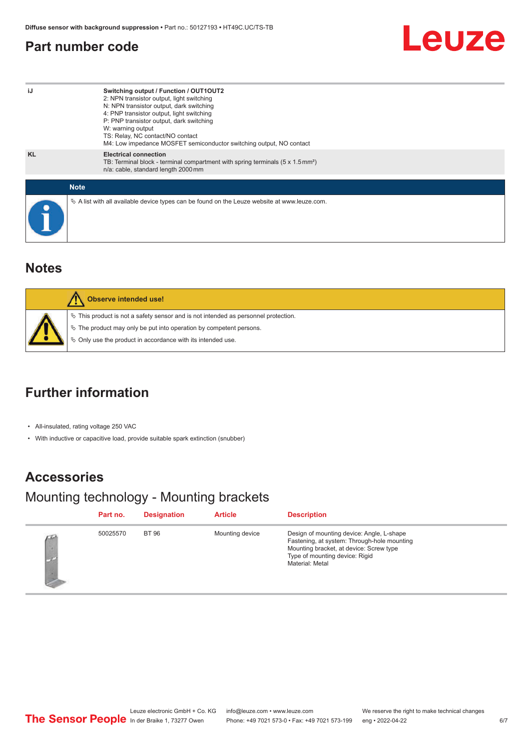## Part number code

| | |
|---|---|
| iJ | **Switching output / Function / OUT1OUT2**<br>2: NPN transistor output, light switching<br>N: NPN transistor output, dark switching<br>4: PNP transistor output, light switching<br>P: PNP transistor output, dark switching<br>W: warning output<br>TS: Relay, NC contact/NO contact<br>M4: Low impedance MOSFET semiconductor switching output, NO contact |
| KL | **Electrical connection**<br>TB: Terminal block - terminal compartment with spring terminals (5 x 1.5 mm²)<br>n/a: cable, standard length 2000 mm |

**Note**

↳ A list with all available device types can be found on the Leuze website at www.leuze.com.

## Notes

**Observe intended use!**

↳ This product is not a safety sensor and is not intended as personnel protection.

↳ The product may only be put into operation by competent persons.

↳ Only use the product in accordance with its intended use.

## Further information

- All-insulated, rating voltage 250 VAC
- With inductive or capacitive load, provide suitable spark extinction (snubber)

## Accessories

### Mounting technology - Mounting brackets

| Part no. | Designation | Article | Description |
|---|---|---|---|
| 50025570 | BT 96 | Mounting device | Design of mounting device: Angle, L-shape<br>Fastening, at system: Through-hole mounting<br>Mounting bracket, at device: Screw type<br>Type of mounting device: Rigid<br>Material: Metal |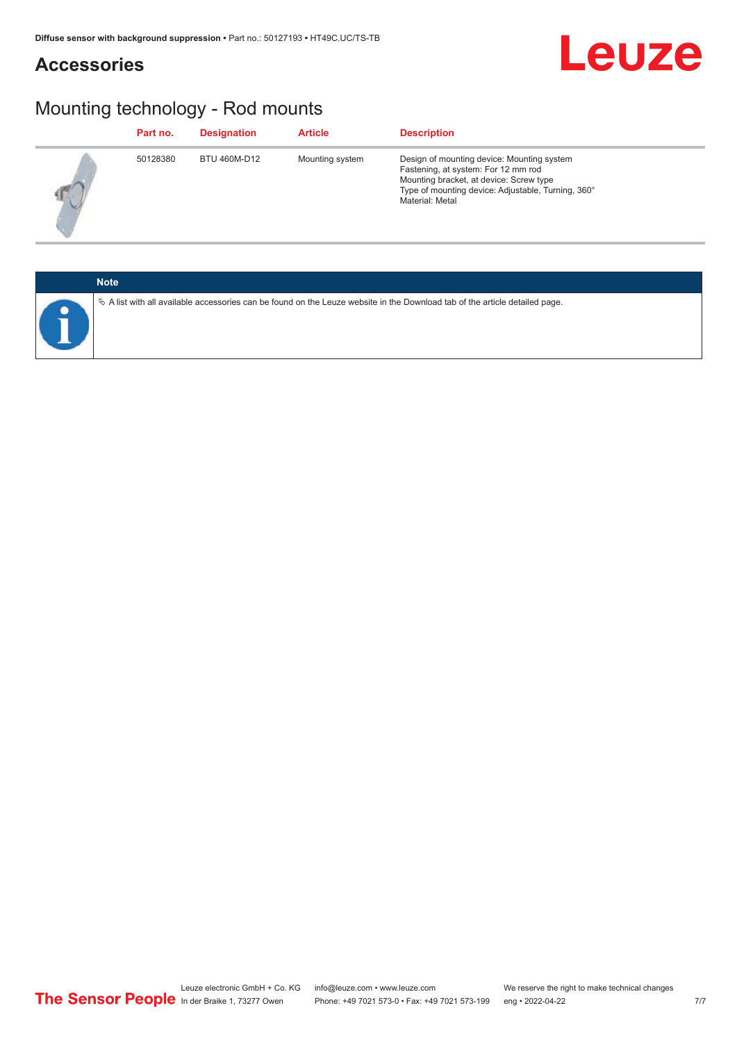## Accessories

# Mounting technology - Rod mounts

| | Part no. | Designation | Article | Description |
|---|---|---|---|---|
| | 50128380 | BTU 460M-D12 | Mounting system | Design of mounting device: Mounting system<br>Fastening, at system: For 12 mm rod<br>Mounting bracket, at device: Screw type<br>Type of mounting device: Adjustable, Turning, 360°<br>Material: Metal |

**Note**

↳ A list with all available accessories can be found on the Leuze website in the Download tab of the article detailed page.

Leuze electronic GmbH + Co. KG
In der Braike 1, 73277 Owen

info@leuze.com • www.leuze.com
Phone: +49 7021 573-0 • Fax: +49 7021 573-199

We reserve the right to make technical changes
eng • 2022-04-22